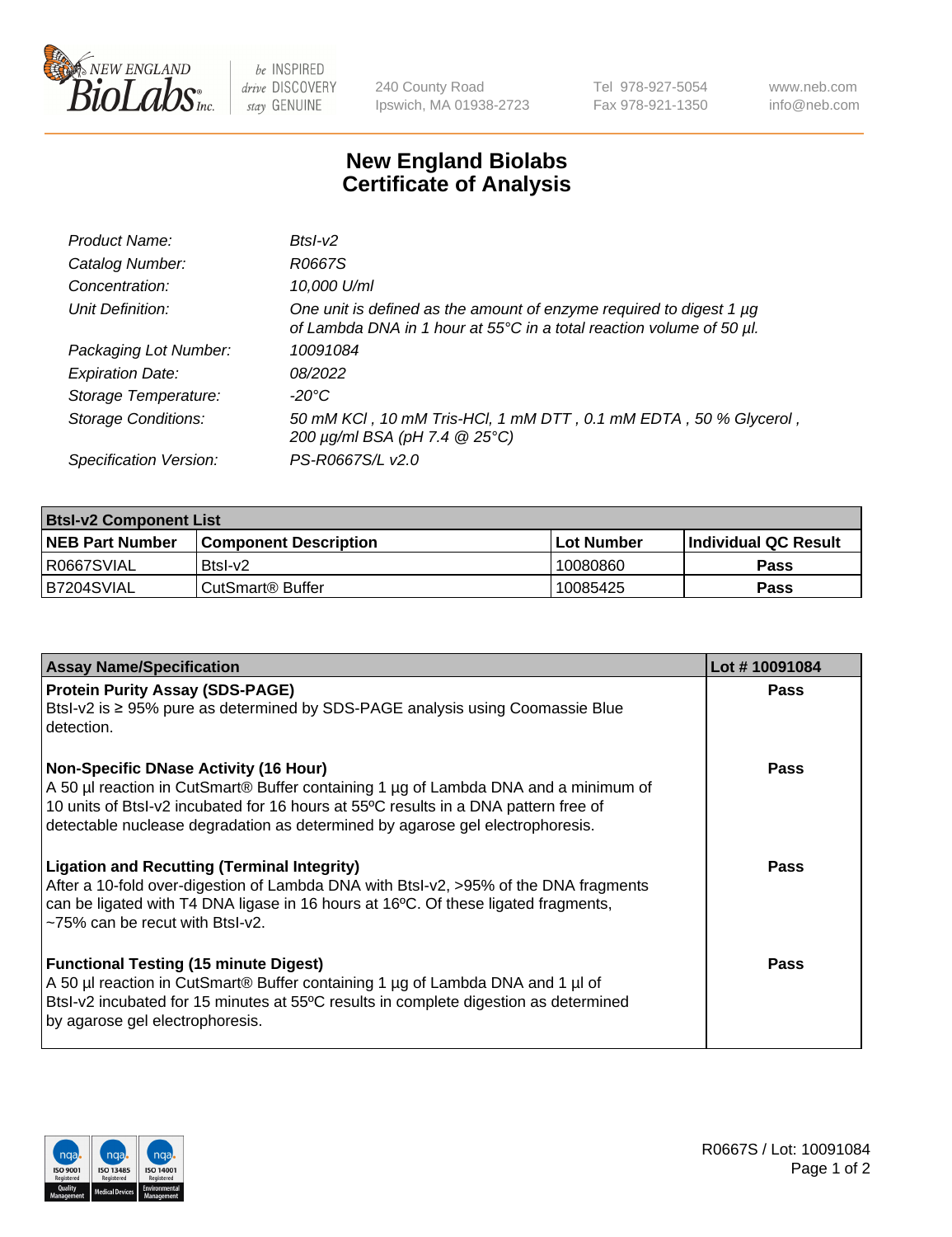New England BioLabs Inc. — be INSPIRED drive DISCOVERY stay GENUINE

240 County Road
Ipswich, MA 01938-2723

Tel 978-927-5054
Fax 978-921-1350

www.neb.com
info@neb.com

# New England Biolabs
# Certificate of Analysis

| | |
|---|---|
| *Product Name:* | *BtsI-v2* |
| *Catalog Number:* | *R0667S* |
| *Concentration:* | *10,000 U/ml* |
| *Unit Definition:* | *One unit is defined as the amount of enzyme required to digest 1 µg of Lambda DNA in 1 hour at 55°C in a total reaction volume of 50 µl.* |
| *Packaging Lot Number:* | *10091084* |
| *Expiration Date:* | *08/2022* |
| *Storage Temperature:* | *-20°C* |
| *Storage Conditions:* | *50 mM KCl , 10 mM Tris-HCl, 1 mM DTT , 0.1 mM EDTA , 50 % Glycerol , 200 µg/ml BSA (pH 7.4 @ 25°C)* |
| *Specification Version:* | *PS-R0667S/L v2.0* |

| **BtsI-v2 Component List** | | | |
|---|---|---|---|
| **NEB Part Number** | **Component Description** | **Lot Number** | **Individual QC Result** |
| R0667SVIAL | BtsI-v2 | 10080860 | **Pass** |
| B7204SVIAL | CutSmart® Buffer | 10085425 | **Pass** |

| **Assay Name/Specification** | **Lot # 10091084** |
|---|---|
| **Protein Purity Assay (SDS-PAGE)**<br>BtsI-v2 is ≥ 95% pure as determined by SDS-PAGE analysis using Coomassie Blue detection. | **Pass** |
| **Non-Specific DNase Activity (16 Hour)**<br>A 50 µl reaction in CutSmart® Buffer containing 1 µg of Lambda DNA and a minimum of 10 units of BtsI-v2 incubated for 16 hours at 55ºC results in a DNA pattern free of detectable nuclease degradation as determined by agarose gel electrophoresis. | **Pass** |
| **Ligation and Recutting (Terminal Integrity)**<br>After a 10-fold over-digestion of Lambda DNA with BtsI-v2, >95% of the DNA fragments can be ligated with T4 DNA ligase in 16 hours at 16ºC. Of these ligated fragments, ~75% can be recut with BtsI-v2. | **Pass** |
| **Functional Testing (15 minute Digest)**<br>A 50 µl reaction in CutSmart® Buffer containing 1 µg of Lambda DNA and 1 µl of BtsI-v2 incubated for 15 minutes at 55ºC results in complete digestion as determined by agarose gel electrophoresis. | **Pass** |

R0667S / Lot: 10091084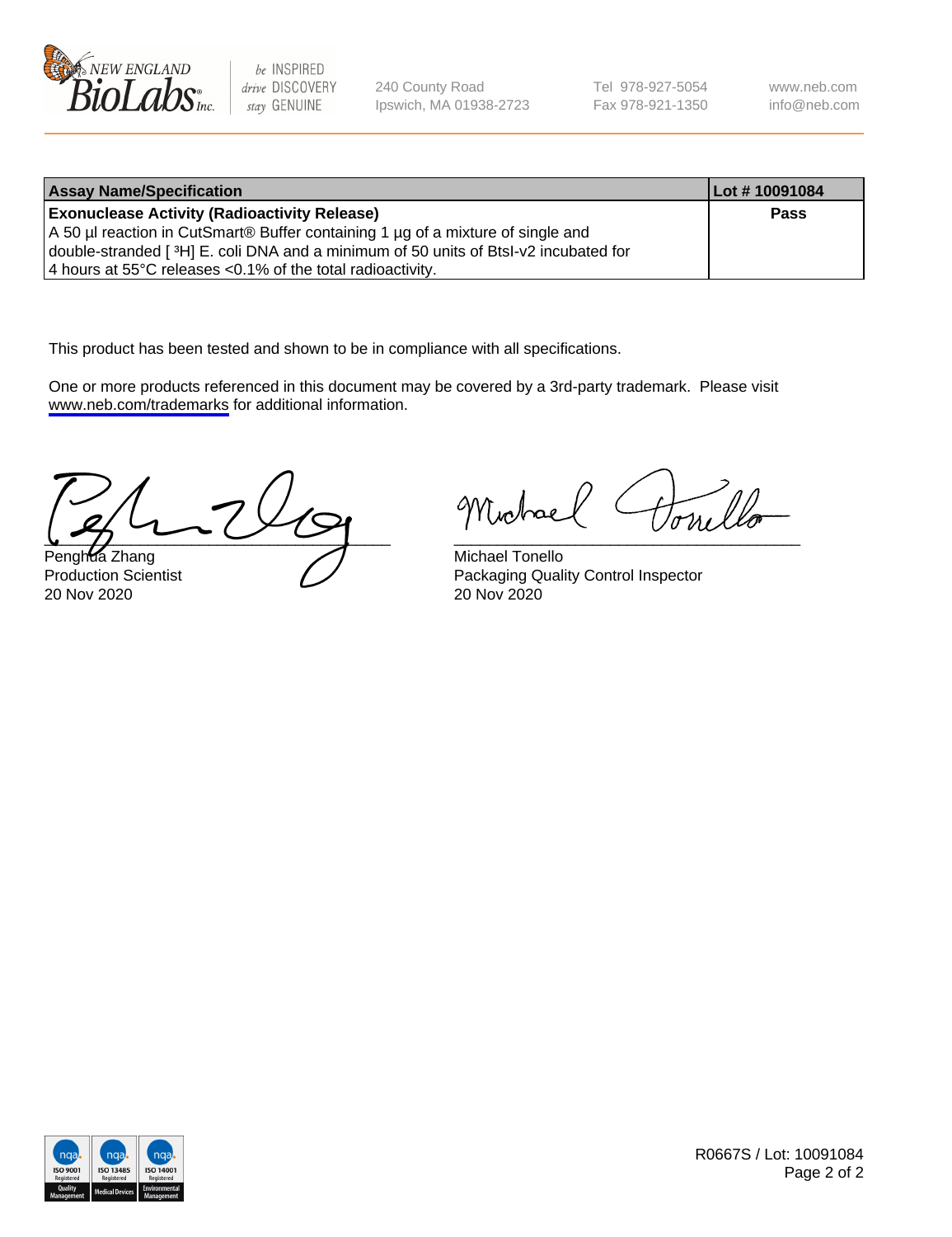| Assay Name/Specification | Lot # 10091084 |
|---|---|
| **Exonuclease Activity (Radioactivity Release)**<br>A 50 µl reaction in CutSmart® Buffer containing 1 µg of a mixture of single and double-stranded [ $^{3}H$] E. coli DNA and a minimum of 50 units of BtsI-v2 incubated for 4 hours at 55°C releases <0.1% of the total radioactivity. | **Pass** |

This product has been tested and shown to be in compliance with all specifications.

One or more products referenced in this document may be covered by a 3rd-party trademark. Please visit www.neb.com/trademarks for additional information.

Penghua Zhang
Production Scientist
20 Nov 2020

Michael Tonello
Packaging Quality Control Inspector
20 Nov 2020

R0667S / Lot: 10091084